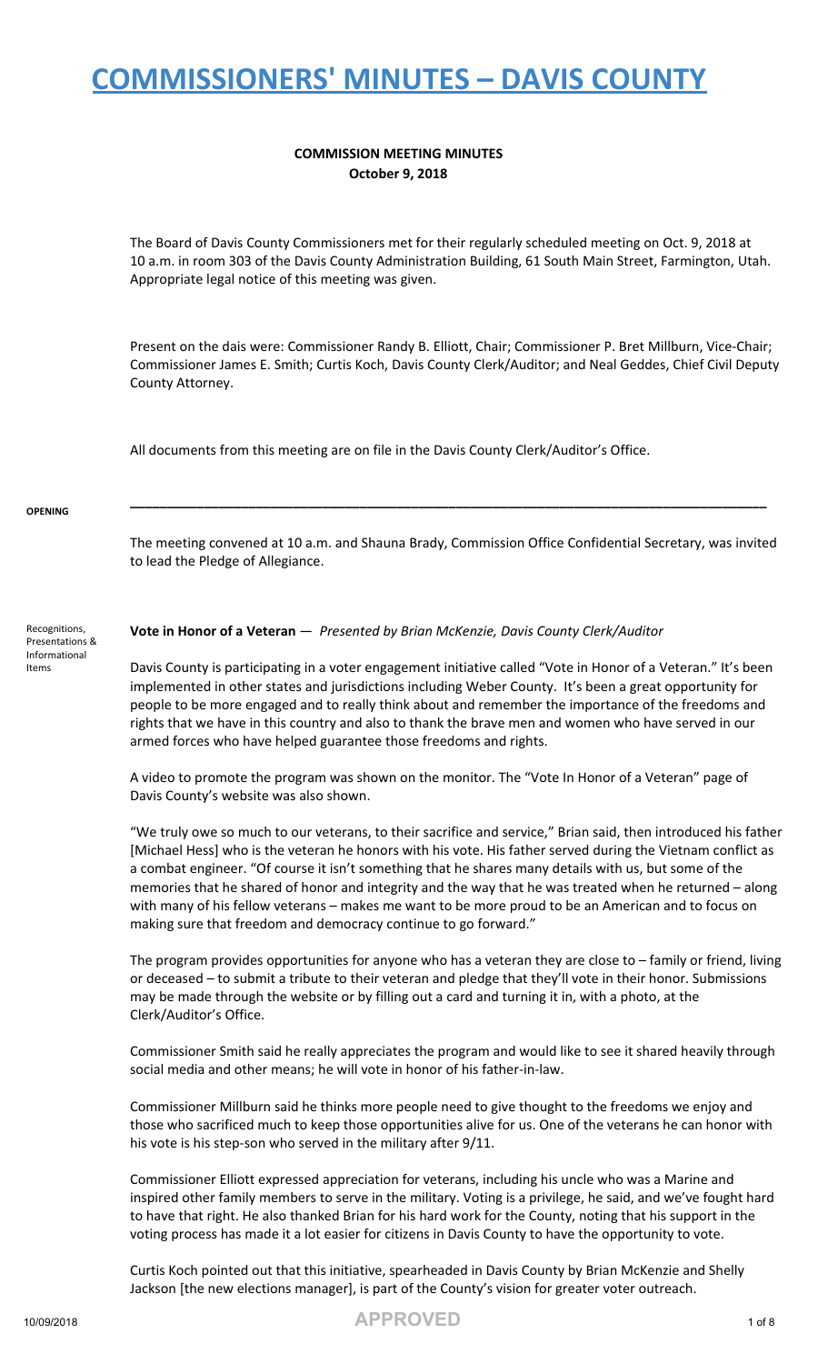# COMMISSIONERS' MINUTES – DAVIS COUNTY

**COMMISSION MEETING MINUTES**
**October 9, 2018**

The Board of Davis County Commissioners met for their regularly scheduled meeting on Oct. 9, 2018 at 10 a.m. in room 303 of the Davis County Administration Building, 61 South Main Street, Farmington, Utah. Appropriate legal notice of this meeting was given.

Present on the dais were: Commissioner Randy B. Elliott, Chair; Commissioner P. Bret Millburn, Vice-Chair; Commissioner James E. Smith; Curtis Koch, Davis County Clerk/Auditor; and Neal Geddes, Chief Civil Deputy County Attorney.

All documents from this meeting are on file in the Davis County Clerk/Auditor's Office.

**OPENING**

---

The meeting convened at 10 a.m. and Shauna Brady, Commission Office Confidential Secretary, was invited to lead the Pledge of Allegiance.

Recognitions, Presentations & Informational Items

**Vote in Honor of a Veteran** — *Presented by Brian McKenzie, Davis County Clerk/Auditor*

Davis County is participating in a voter engagement initiative called "Vote in Honor of a Veteran." It's been implemented in other states and jurisdictions including Weber County. It's been a great opportunity for people to be more engaged and to really think about and remember the importance of the freedoms and rights that we have in this country and also to thank the brave men and women who have served in our armed forces who have helped guarantee those freedoms and rights.

A video to promote the program was shown on the monitor. The "Vote In Honor of a Veteran" page of Davis County's website was also shown.

"We truly owe so much to our veterans, to their sacrifice and service," Brian said, then introduced his father [Michael Hess] who is the veteran he honors with his vote. His father served during the Vietnam conflict as a combat engineer. "Of course it isn't something that he shares many details with us, but some of the memories that he shared of honor and integrity and the way that he was treated when he returned – along with many of his fellow veterans – makes me want to be more proud to be an American and to focus on making sure that freedom and democracy continue to go forward."

The program provides opportunities for anyone who has a veteran they are close to – family or friend, living or deceased – to submit a tribute to their veteran and pledge that they'll vote in their honor. Submissions may be made through the website or by filling out a card and turning it in, with a photo, at the Clerk/Auditor's Office.

Commissioner Smith said he really appreciates the program and would like to see it shared heavily through social media and other means; he will vote in honor of his father-in-law.

Commissioner Millburn said he thinks more people need to give thought to the freedoms we enjoy and those who sacrificed much to keep those opportunities alive for us. One of the veterans he can honor with his vote is his step-son who served in the military after 9/11.

Commissioner Elliott expressed appreciation for veterans, including his uncle who was a Marine and inspired other family members to serve in the military. Voting is a privilege, he said, and we've fought hard to have that right. He also thanked Brian for his hard work for the County, noting that his support in the voting process has made it a lot easier for citizens in Davis County to have the opportunity to vote.

Curtis Koch pointed out that this initiative, spearheaded in Davis County by Brian McKenzie and Shelly Jackson [the new elections manager], is part of the County's vision for greater voter outreach.

10/09/2018 **APPROVED**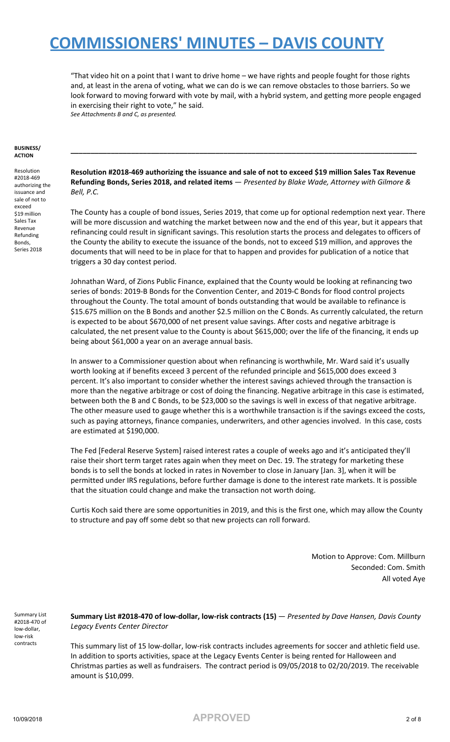"That video hit on a point that I want to drive home – we have rights and people fought for those rights and, at least in the arena of voting, what we can do is we can remove obstacles to those barriers. So we look forward to moving forward with vote by mail, with a hybrid system, and getting more people engaged in exercising their right to vote," he said.
*See Attachments B and C, as presented.*

**BUSINESS/ ACTION**

---

Resolution #2018-469 authorizing the issuance and sale of not to exceed $19 million Sales Tax Revenue Refunding Bonds, Series 2018

**Resolution #2018-469 authorizing the issuance and sale of not to exceed $19 million Sales Tax Revenue Refunding Bonds, Series 2018, and related items** — *Presented by Blake Wade, Attorney with Gilmore & Bell, P.C.*

The County has a couple of bond issues, Series 2019, that come up for optional redemption next year. There will be more discussion and watching the market between now and the end of this year, but it appears that refinancing could result in significant savings. This resolution starts the process and delegates to officers of the County the ability to execute the issuance of the bonds, not to exceed $19 million, and approves the documents that will need to be in place for that to happen and provides for publication of a notice that triggers a 30 day contest period.

Johnathan Ward, of Zions Public Finance, explained that the County would be looking at refinancing two series of bonds: 2019-B Bonds for the Convention Center, and 2019-C Bonds for flood control projects throughout the County. The total amount of bonds outstanding that would be available to refinance is $15.675 million on the B Bonds and another $2.5 million on the C Bonds. As currently calculated, the return is expected to be about $670,000 of net present value savings. After costs and negative arbitrage is calculated, the net present value to the County is about $615,000; over the life of the financing, it ends up being about $61,000 a year on an average annual basis.

In answer to a Commissioner question about when refinancing is worthwhile, Mr. Ward said it's usually worth looking at if benefits exceed 3 percent of the refunded principle and $615,000 does exceed 3 percent. It's also important to consider whether the interest savings achieved through the transaction is more than the negative arbitrage or cost of doing the financing. Negative arbitrage in this case is estimated, between both the B and C Bonds, to be $23,000 so the savings is well in excess of that negative arbitrage. The other measure used to gauge whether this is a worthwhile transaction is if the savings exceed the costs, such as paying attorneys, finance companies, underwriters, and other agencies involved. In this case, costs are estimated at $190,000.

The Fed [Federal Reserve System] raised interest rates a couple of weeks ago and it's anticipated they'll raise their short term target rates again when they meet on Dec. 19. The strategy for marketing these bonds is to sell the bonds at locked in rates in November to close in January [Jan. 3], when it will be permitted under IRS regulations, before further damage is done to the interest rate markets. It is possible that the situation could change and make the transaction not worth doing.

Curtis Koch said there are some opportunities in 2019, and this is the first one, which may allow the County to structure and pay off some debt so that new projects can roll forward.

Motion to Approve: Com. Millburn
Seconded: Com. Smith
All voted Aye

Summary List #2018-470 of low-dollar, low-risk contracts

**Summary List #2018-470 of low-dollar, low-risk contracts (15)** — *Presented by Dave Hansen, Davis County Legacy Events Center Director*

This summary list of 15 low-dollar, low-risk contracts includes agreements for soccer and athletic field use. In addition to sports activities, space at the Legacy Events Center is being rented for Halloween and Christmas parties as well as fundraisers. The contract period is 09/05/2018 to 02/20/2019. The receivable amount is $10,099.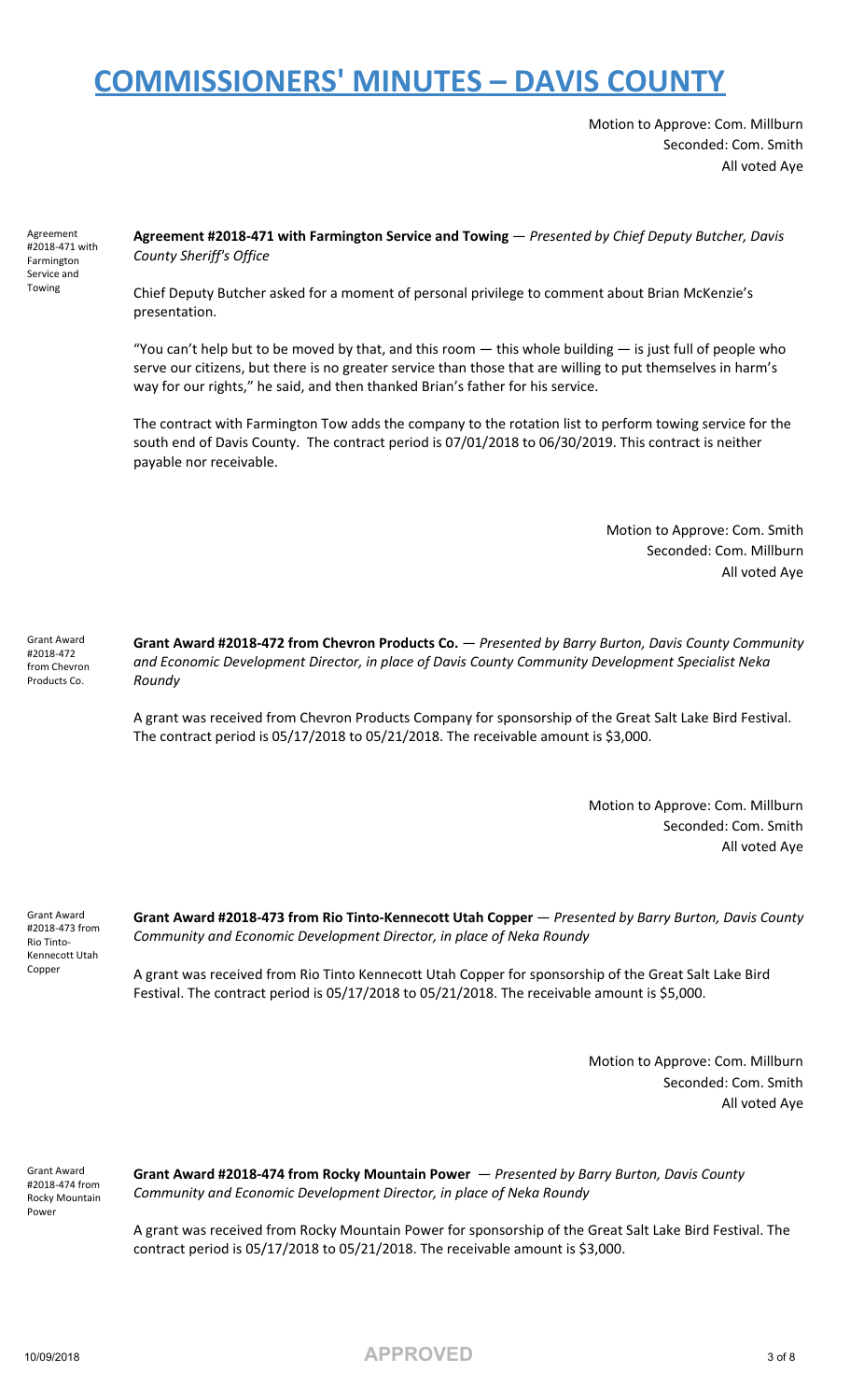Motion to Approve: Com. Millburn
Seconded: Com. Smith
All voted Aye

Agreement #2018-471 with Farmington Service and Towing

**Agreement #2018-471 with Farmington Service and Towing** — *Presented by Chief Deputy Butcher, Davis County Sheriff's Office*

Chief Deputy Butcher asked for a moment of personal privilege to comment about Brian McKenzie's presentation.

"You can't help but to be moved by that, and this room — this whole building — is just full of people who serve our citizens, but there is no greater service than those that are willing to put themselves in harm's way for our rights," he said, and then thanked Brian's father for his service.

The contract with Farmington Tow adds the company to the rotation list to perform towing service for the south end of Davis County. The contract period is 07/01/2018 to 06/30/2019. This contract is neither payable nor receivable.

Motion to Approve: Com. Smith
Seconded: Com. Millburn
All voted Aye

Grant Award #2018-472 from Chevron Products Co.

**Grant Award #2018-472 from Chevron Products Co.** — *Presented by Barry Burton, Davis County Community and Economic Development Director, in place of Davis County Community Development Specialist Neka Roundy*

A grant was received from Chevron Products Company for sponsorship of the Great Salt Lake Bird Festival. The contract period is 05/17/2018 to 05/21/2018. The receivable amount is $3,000.

Motion to Approve: Com. Millburn
Seconded: Com. Smith
All voted Aye

Grant Award #2018-473 from Rio Tinto-Kennecott Utah Copper

**Grant Award #2018-473 from Rio Tinto-Kennecott Utah Copper** — *Presented by Barry Burton, Davis County Community and Economic Development Director, in place of Neka Roundy*

A grant was received from Rio Tinto Kennecott Utah Copper for sponsorship of the Great Salt Lake Bird Festival. The contract period is 05/17/2018 to 05/21/2018. The receivable amount is $5,000.

Motion to Approve: Com. Millburn
Seconded: Com. Smith
All voted Aye

Grant Award #2018-474 from Rocky Mountain Power

**Grant Award #2018-474 from Rocky Mountain Power** — *Presented by Barry Burton, Davis County Community and Economic Development Director, in place of Neka Roundy*

A grant was received from Rocky Mountain Power for sponsorship of the Great Salt Lake Bird Festival. The contract period is 05/17/2018 to 05/21/2018. The receivable amount is $3,000.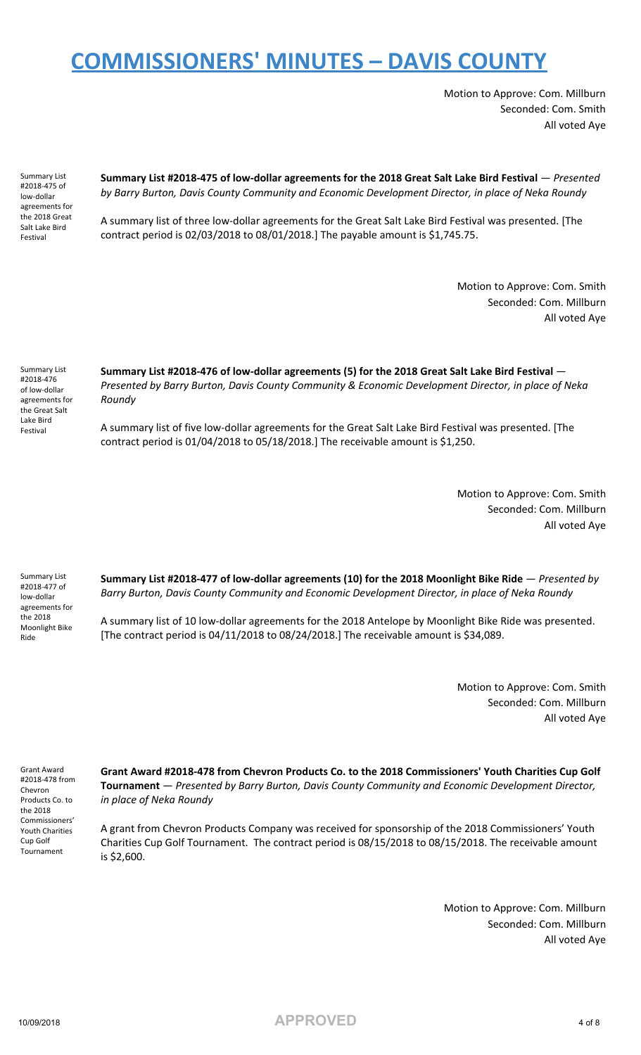Motion to Approve: Com. Millburn
Seconded: Com. Smith
All voted Aye

Summary List #2018-475 of low-dollar agreements for the 2018 Great Salt Lake Bird Festival

**Summary List #2018-475 of low-dollar agreements for the 2018 Great Salt Lake Bird Festival** — *Presented by Barry Burton, Davis County Community and Economic Development Director, in place of Neka Roundy*

A summary list of three low-dollar agreements for the Great Salt Lake Bird Festival was presented. [The contract period is 02/03/2018 to 08/01/2018.] The payable amount is $1,745.75.

Motion to Approve: Com. Smith
Seconded: Com. Millburn
All voted Aye

Summary List #2018-476 of low-dollar agreements for the Great Salt Lake Bird Festival

**Summary List #2018-476 of low-dollar agreements (5) for the 2018 Great Salt Lake Bird Festival** — *Presented by Barry Burton, Davis County Community & Economic Development Director, in place of Neka Roundy*

A summary list of five low-dollar agreements for the Great Salt Lake Bird Festival was presented. [The contract period is 01/04/2018 to 05/18/2018.] The receivable amount is $1,250.

Motion to Approve: Com. Smith
Seconded: Com. Millburn
All voted Aye

Summary List #2018-477 of low-dollar agreements for the 2018 Moonlight Bike Ride

**Summary List #2018-477 of low-dollar agreements (10) for the 2018 Moonlight Bike Ride** — *Presented by Barry Burton, Davis County Community and Economic Development Director, in place of Neka Roundy*

A summary list of 10 low-dollar agreements for the 2018 Antelope by Moonlight Bike Ride was presented. [The contract period is 04/11/2018 to 08/24/2018.] The receivable amount is $34,089.

Motion to Approve: Com. Smith
Seconded: Com. Millburn
All voted Aye

Grant Award #2018-478 from Chevron Products Co. to the 2018 Commissioners' Youth Charities Cup Golf Tournament

**Grant Award #2018-478 from Chevron Products Co. to the 2018 Commissioners' Youth Charities Cup Golf Tournament** — *Presented by Barry Burton, Davis County Community and Economic Development Director, in place of Neka Roundy*

A grant from Chevron Products Company was received for sponsorship of the 2018 Commissioners' Youth Charities Cup Golf Tournament. The contract period is 08/15/2018 to 08/15/2018. The receivable amount is $2,600.

Motion to Approve: Com. Millburn
Seconded: Com. Millburn
All voted Aye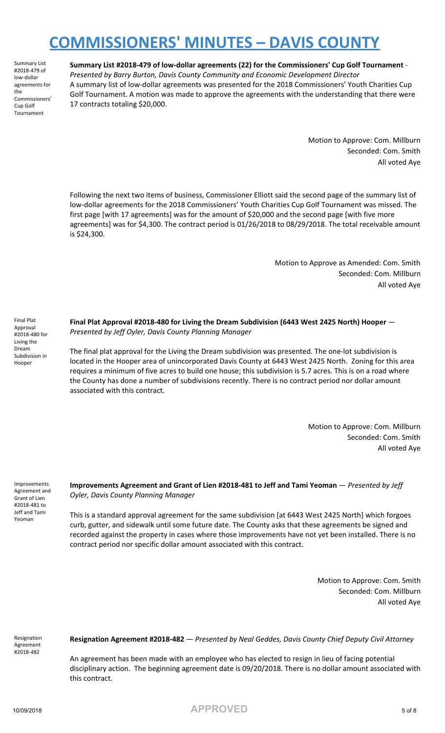# COMMISSIONERS' MINUTES – DAVIS COUNTY

Summary List #2018-479 of low-dollar agreements for the Commissioners' Cup Golf Tournament

**Summary List #2018-479 of low-dollar agreements (22) for the Commissioners' Cup Golf Tournament** - *Presented by Barry Burton, Davis County Community and Economic Development Director*

A summary list of low-dollar agreements was presented for the 2018 Commissioners' Youth Charities Cup Golf Tournament. A motion was made to approve the agreements with the understanding that there were 17 contracts totaling $20,000.

Motion to Approve: Com. Millburn
Seconded: Com. Smith
All voted Aye

Following the next two items of business, Commissioner Elliott said the second page of the summary list of low-dollar agreements for the 2018 Commissioners' Youth Charities Cup Golf Tournament was missed. The first page [with 17 agreements] was for the amount of $20,000 and the second page [with five more agreements] was for $4,300. The contract period is 01/26/2018 to 08/29/2018. The total receivable amount is $24,300.

Motion to Approve as Amended: Com. Smith
Seconded: Com. Millburn
All voted Aye

Final Plat Approval #2018-480 for Living the Dream Subdivision in Hooper

**Final Plat Approval #2018-480 for Living the Dream Subdivision (6443 West 2425 North) Hooper** — *Presented by Jeff Oyler, Davis County Planning Manager*

The final plat approval for the Living the Dream subdivision was presented. The one-lot subdivision is located in the Hooper area of unincorporated Davis County at 6443 West 2425 North. Zoning for this area requires a minimum of five acres to build one house; this subdivision is 5.7 acres. This is on a road where the County has done a number of subdivisions recently. There is no contract period nor dollar amount associated with this contract.

Motion to Approve: Com. Millburn
Seconded: Com. Smith
All voted Aye

Improvements Agreement and Grant of Lien #2018-481 to Jeff and Tami Yeoman

**Improvements Agreement and Grant of Lien #2018-481 to Jeff and Tami Yeoman** — *Presented by Jeff Oyler, Davis County Planning Manager*

This is a standard approval agreement for the same subdivision [at 6443 West 2425 North] which forgoes curb, gutter, and sidewalk until some future date. The County asks that these agreements be signed and recorded against the property in cases where those improvements have not yet been installed. There is no contract period nor specific dollar amount associated with this contract.

Motion to Approve: Com. Smith
Seconded: Com. Millburn
All voted Aye

Resignation Agreement #2018-482

**Resignation Agreement #2018-482** — *Presented by Neal Geddes, Davis County Chief Deputy Civil Attorney*

An agreement has been made with an employee who has elected to resign in lieu of facing potential disciplinary action. The beginning agreement date is 09/20/2018. There is no dollar amount associated with this contract.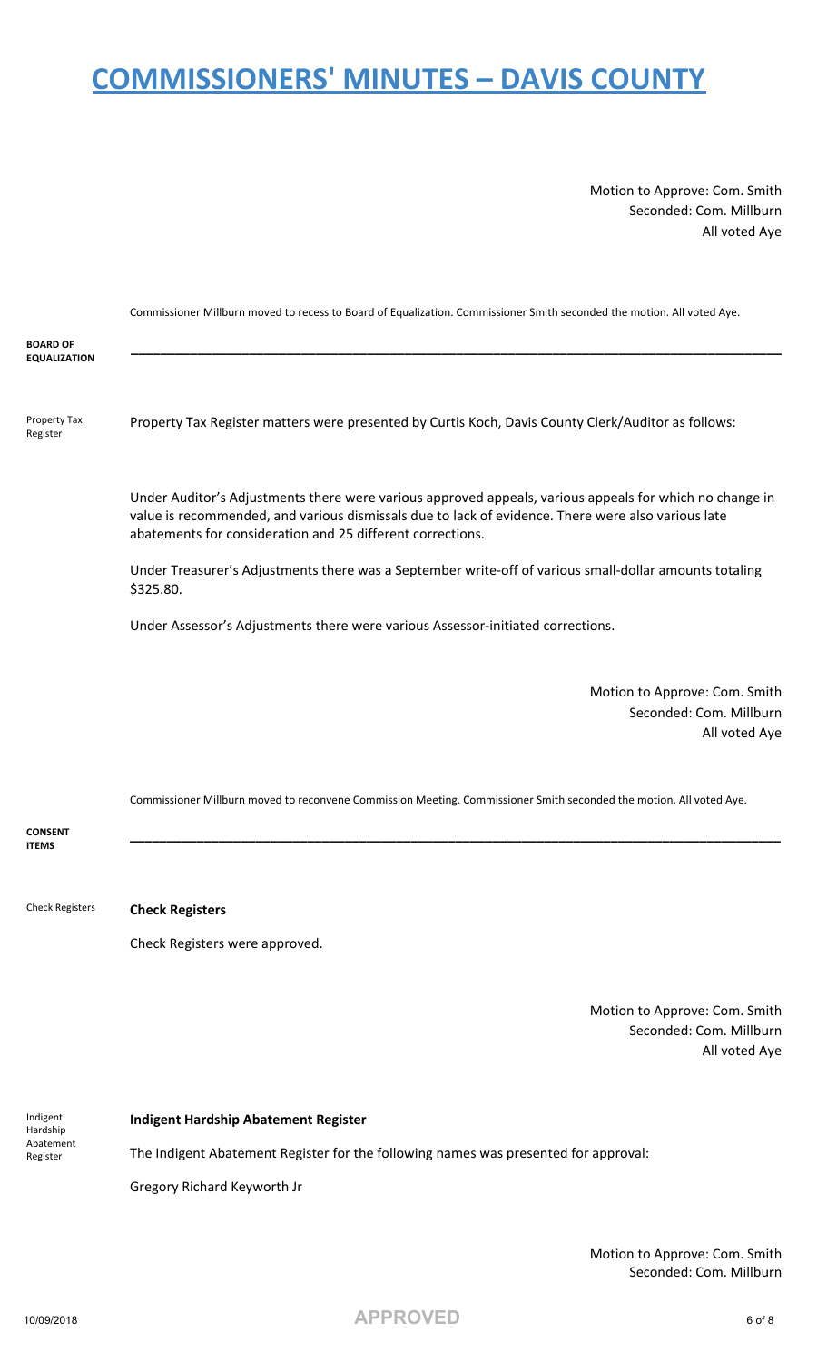Motion to Approve: Com. Smith
Seconded: Com. Millburn
All voted Aye

Commissioner Millburn moved to recess to Board of Equalization. Commissioner Smith seconded the motion. All voted Aye.

## BOARD OF EQUALIZATION

Property Tax Register

Property Tax Register matters were presented by Curtis Koch, Davis County Clerk/Auditor as follows:

Under Auditor's Adjustments there were various approved appeals, various appeals for which no change in value is recommended, and various dismissals due to lack of evidence. There were also various late abatements for consideration and 25 different corrections.

Under Treasurer's Adjustments there was a September write-off of various small-dollar amounts totaling $325.80.

Under Assessor's Adjustments there were various Assessor-initiated corrections.

Motion to Approve: Com. Smith
Seconded: Com. Millburn
All voted Aye

Commissioner Millburn moved to reconvene Commission Meeting. Commissioner Smith seconded the motion. All voted Aye.

## CONSENT ITEMS

Check Registers

**Check Registers**

Check Registers were approved.

Motion to Approve: Com. Smith
Seconded: Com. Millburn
All voted Aye

Indigent Hardship Abatement Register

**Indigent Hardship Abatement Register**

The Indigent Abatement Register for the following names was presented for approval:

Gregory Richard Keyworth Jr

Motion to Approve: Com. Smith
Seconded: Com. Millburn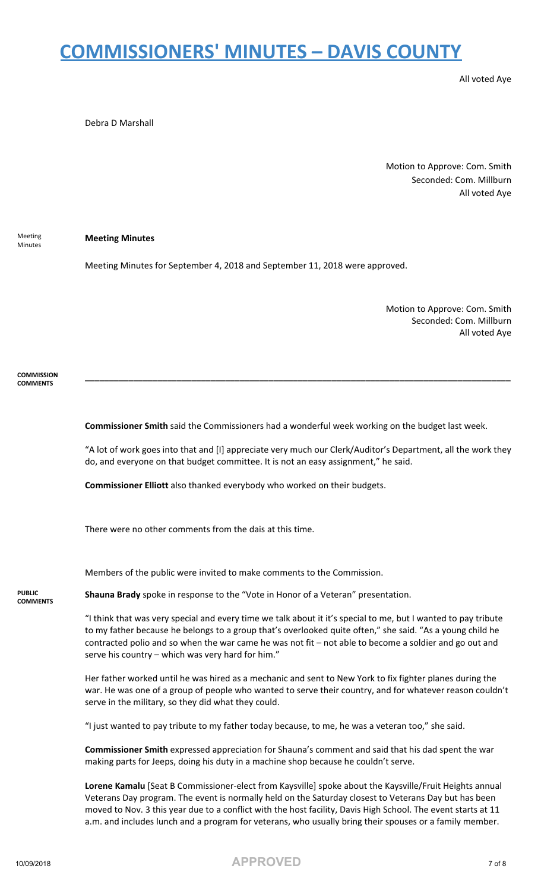All voted Aye

Debra D Marshall

Motion to Approve: Com. Smith
Seconded: Com. Millburn
All voted Aye

Meeting Minutes

**Meeting Minutes**

Meeting Minutes for September 4, 2018 and September 11, 2018 were approved.

Motion to Approve: Com. Smith
Seconded: Com. Millburn
All voted Aye

**COMMISSION COMMENTS**

---

**Commissioner Smith** said the Commissioners had a wonderful week working on the budget last week.

"A lot of work goes into that and [I] appreciate very much our Clerk/Auditor's Department, all the work they do, and everyone on that budget committee. It is not an easy assignment," he said.

**Commissioner Elliott** also thanked everybody who worked on their budgets.

There were no other comments from the dais at this time.

Members of the public were invited to make comments to the Commission.

**PUBLIC COMMENTS**

**Shauna Brady** spoke in response to the "Vote in Honor of a Veteran" presentation.

"I think that was very special and every time we talk about it it's special to me, but I wanted to pay tribute to my father because he belongs to a group that's overlooked quite often," she said. "As a young child he contracted polio and so when the war came he was not fit – not able to become a soldier and go out and serve his country – which was very hard for him."

Her father worked until he was hired as a mechanic and sent to New York to fix fighter planes during the war. He was one of a group of people who wanted to serve their country, and for whatever reason couldn't serve in the military, so they did what they could.

"I just wanted to pay tribute to my father today because, to me, he was a veteran too," she said.

**Commissioner Smith** expressed appreciation for Shauna's comment and said that his dad spent the war making parts for Jeeps, doing his duty in a machine shop because he couldn't serve.

**Lorene Kamalu** [Seat B Commissioner-elect from Kaysville] spoke about the Kaysville/Fruit Heights annual Veterans Day program. The event is normally held on the Saturday closest to Veterans Day but has been moved to Nov. 3 this year due to a conflict with the host facility, Davis High School. The event starts at 11 a.m. and includes lunch and a program for veterans, who usually bring their spouses or a family member.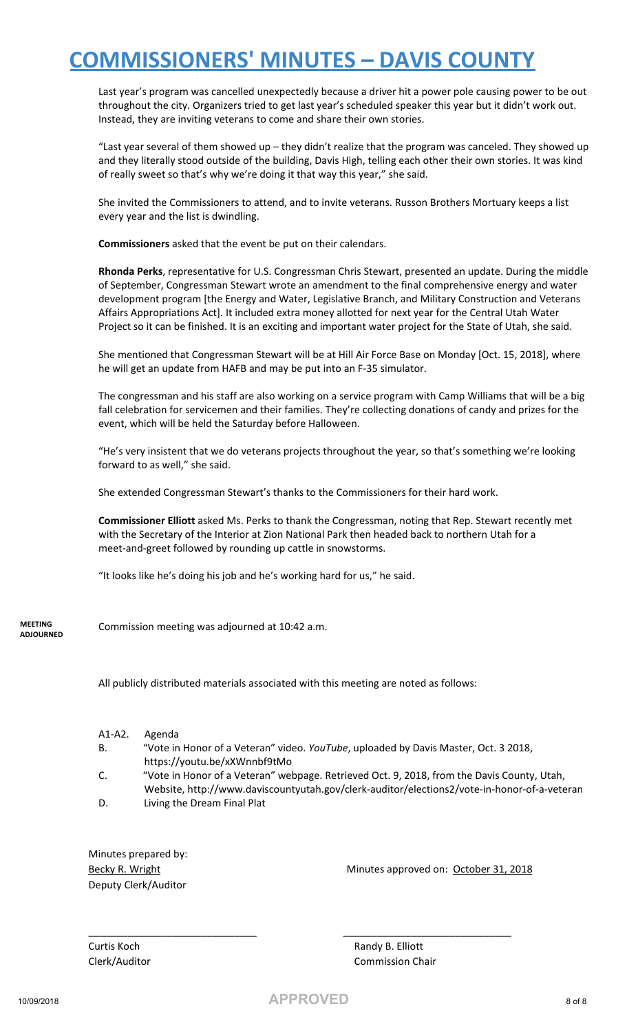Last year's program was cancelled unexpectedly because a driver hit a power pole causing power to be out throughout the city. Organizers tried to get last year's scheduled speaker this year but it didn't work out. Instead, they are inviting veterans to come and share their own stories.

"Last year several of them showed up – they didn't realize that the program was canceled. They showed up and they literally stood outside of the building, Davis High, telling each other their own stories. It was kind of really sweet so that's why we're doing it that way this year," she said.

She invited the Commissioners to attend, and to invite veterans. Russon Brothers Mortuary keeps a list every year and the list is dwindling.

**Commissioners** asked that the event be put on their calendars.

**Rhonda Perks**, representative for U.S. Congressman Chris Stewart, presented an update. During the middle of September, Congressman Stewart wrote an amendment to the final comprehensive energy and water development program [the Energy and Water, Legislative Branch, and Military Construction and Veterans Affairs Appropriations Act]. It included extra money allotted for next year for the Central Utah Water Project so it can be finished. It is an exciting and important water project for the State of Utah, she said.

She mentioned that Congressman Stewart will be at Hill Air Force Base on Monday [Oct. 15, 2018], where he will get an update from HAFB and may be put into an F-35 simulator.

The congressman and his staff are also working on a service program with Camp Williams that will be a big fall celebration for servicemen and their families. They're collecting donations of candy and prizes for the event, which will be held the Saturday before Halloween.

"He's very insistent that we do veterans projects throughout the year, so that's something we're looking forward to as well," she said.

She extended Congressman Stewart's thanks to the Commissioners for their hard work.

**Commissioner Elliott** asked Ms. Perks to thank the Congressman, noting that Rep. Stewart recently met with the Secretary of the Interior at Zion National Park then headed back to northern Utah for a meet-and-greet followed by rounding up cattle in snowstorms.

"It looks like he's doing his job and he's working hard for us," he said.

**MEETING ADJOURNED**

Commission meeting was adjourned at 10:42 a.m.

All publicly distributed materials associated with this meeting are noted as follows:

- A1-A2. Agenda
- B. "Vote in Honor of a Veteran" video. *YouTube*, uploaded by Davis Master, Oct. 3 2018, https://youtu.be/xXWnnbf9tMo
- C. "Vote in Honor of a Veteran" webpage. Retrieved Oct. 9, 2018, from the Davis County, Utah, Website, http://www.daviscountyutah.gov/clerk-auditor/elections2/vote-in-honor-of-a-veteran
- D. Living the Dream Final Plat

Minutes prepared by:
Becky R. Wright
Deputy Clerk/Auditor

Minutes approved on: October 31, 2018

\_\_\_\_\_\_\_\_\_\_\_\_\_\_\_\_\_\_\_\_\_\_\_\_\_\_\_\_\_\_
Curtis Koch
Clerk/Auditor

\_\_\_\_\_\_\_\_\_\_\_\_\_\_\_\_\_\_\_\_\_\_\_\_\_\_\_\_\_\_
Randy B. Elliott
Commission Chair

**APPROVED**